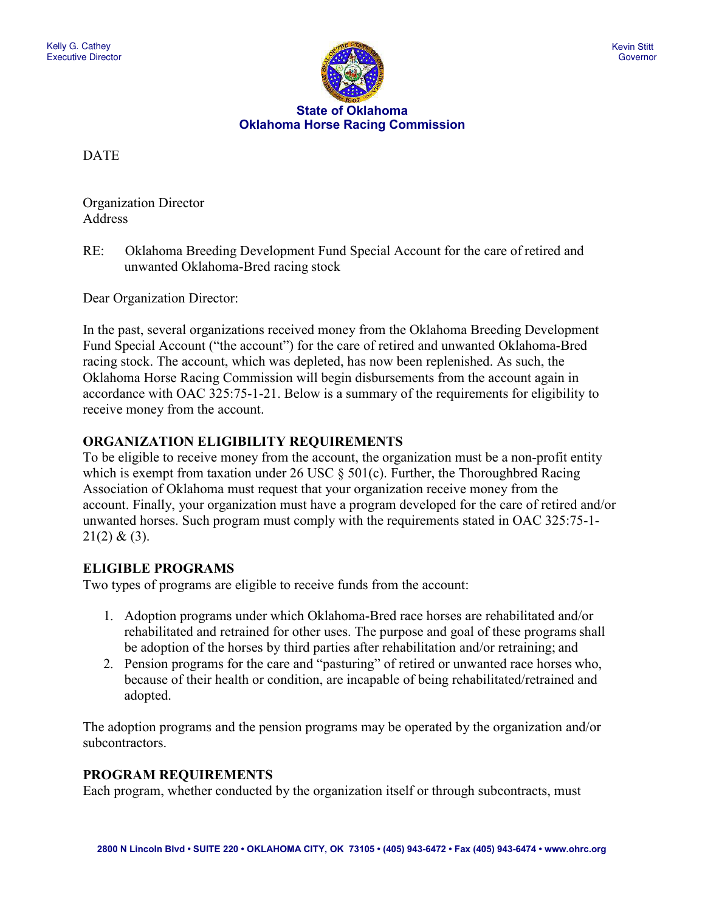Kelly G. Cathey
Executive Director

Kevin Stitt
Governor

**State of Oklahoma**
**Oklahoma Horse Racing Commission**

DATE

Organization Director
Address

RE: Oklahoma Breeding Development Fund Special Account for the care of retired and unwanted Oklahoma-Bred racing stock

Dear Organization Director:

In the past, several organizations received money from the Oklahoma Breeding Development Fund Special Account ("the account") for the care of retired and unwanted Oklahoma-Bred racing stock. The account, which was depleted, has now been replenished. As such, the Oklahoma Horse Racing Commission will begin disbursements from the account again in accordance with OAC 325:75-1-21. Below is a summary of the requirements for eligibility to receive money from the account.

**ORGANIZATION ELIGIBILITY REQUIREMENTS**

To be eligible to receive money from the account, the organization must be a non-profit entity which is exempt from taxation under 26 USC § 501(c). Further, the Thoroughbred Racing Association of Oklahoma must request that your organization receive money from the account. Finally, your organization must have a program developed for the care of retired and/or unwanted horses. Such program must comply with the requirements stated in OAC 325:75-1-21(2) & (3).

**ELIGIBLE PROGRAMS**

Two types of programs are eligible to receive funds from the account:

1. Adoption programs under which Oklahoma-Bred race horses are rehabilitated and/or rehabilitated and retrained for other uses. The purpose and goal of these programs shall be adoption of the horses by third parties after rehabilitation and/or retraining; and
2. Pension programs for the care and "pasturing" of retired or unwanted race horses who, because of their health or condition, are incapable of being rehabilitated/retrained and adopted.

The adoption programs and the pension programs may be operated by the organization and/or subcontractors.

**PROGRAM REQUIREMENTS**

Each program, whether conducted by the organization itself or through subcontracts, must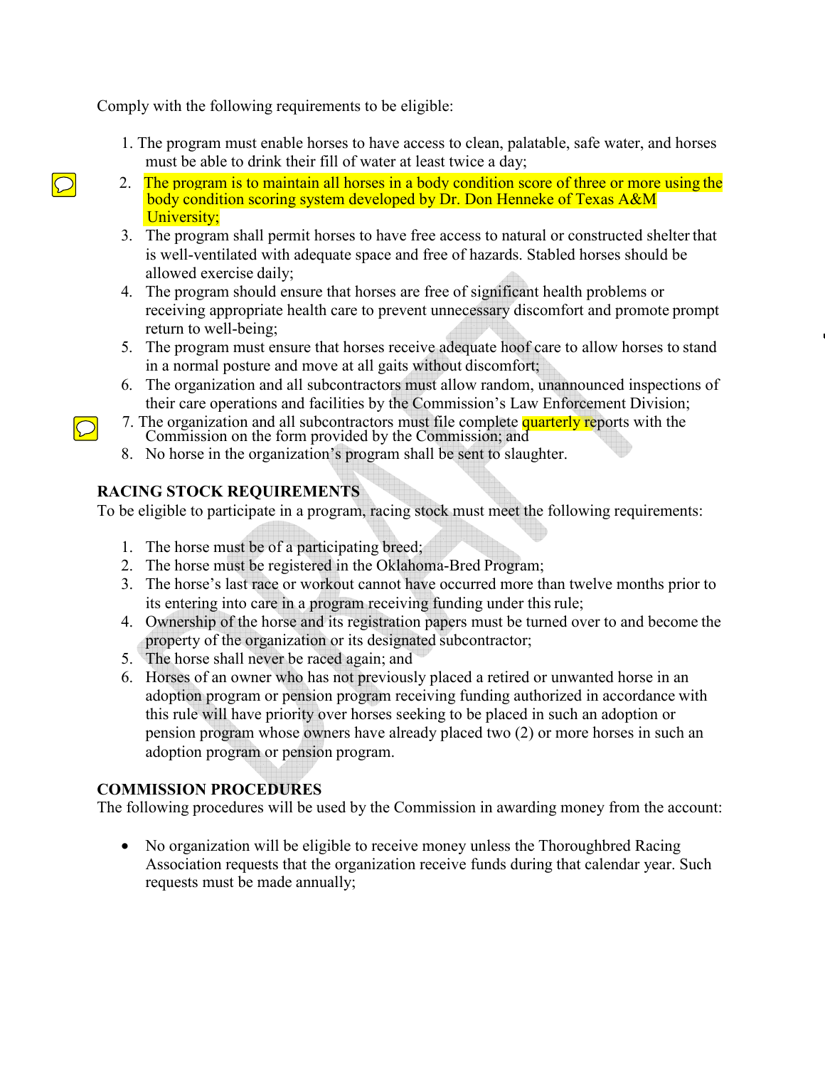Comply with the following requirements to be eligible:

1. The program must enable horses to have access to clean, palatable, safe water, and horses must be able to drink their fill of water at least twice a day;
2. The program is to maintain all horses in a body condition score of three or more using the body condition scoring system developed by Dr. Don Henneke of Texas A&M University;
3. The program shall permit horses to have free access to natural or constructed shelter that is well-ventilated with adequate space and free of hazards. Stabled horses should be allowed exercise daily;
4. The program should ensure that horses are free of significant health problems or receiving appropriate health care to prevent unnecessary discomfort and promote prompt return to well-being;
5. The program must ensure that horses receive adequate hoof care to allow horses to stand in a normal posture and move at all gaits without discomfort;
6. The organization and all subcontractors must allow random, unannounced inspections of their care operations and facilities by the Commission's Law Enforcement Division;
7. The organization and all subcontractors must file complete quarterly reports with the Commission on the form provided by the Commission; and
8. No horse in the organization's program shall be sent to slaughter.

**RACING STOCK REQUIREMENTS**

To be eligible to participate in a program, racing stock must meet the following requirements:

1. The horse must be of a participating breed;
2. The horse must be registered in the Oklahoma-Bred Program;
3. The horse's last race or workout cannot have occurred more than twelve months prior to its entering into care in a program receiving funding under this rule;
4. Ownership of the horse and its registration papers must be turned over to and become the property of the organization or its designated subcontractor;
5. The horse shall never be raced again; and
6. Horses of an owner who has not previously placed a retired or unwanted horse in an adoption program or pension program receiving funding authorized in accordance with this rule will have priority over horses seeking to be placed in such an adoption or pension program whose owners have already placed two (2) or more horses in such an adoption program or pension program.

**COMMISSION PROCEDURES**

The following procedures will be used by the Commission in awarding money from the account:

- No organization will be eligible to receive money unless the Thoroughbred Racing Association requests that the organization receive funds during that calendar year. Such requests must be made annually;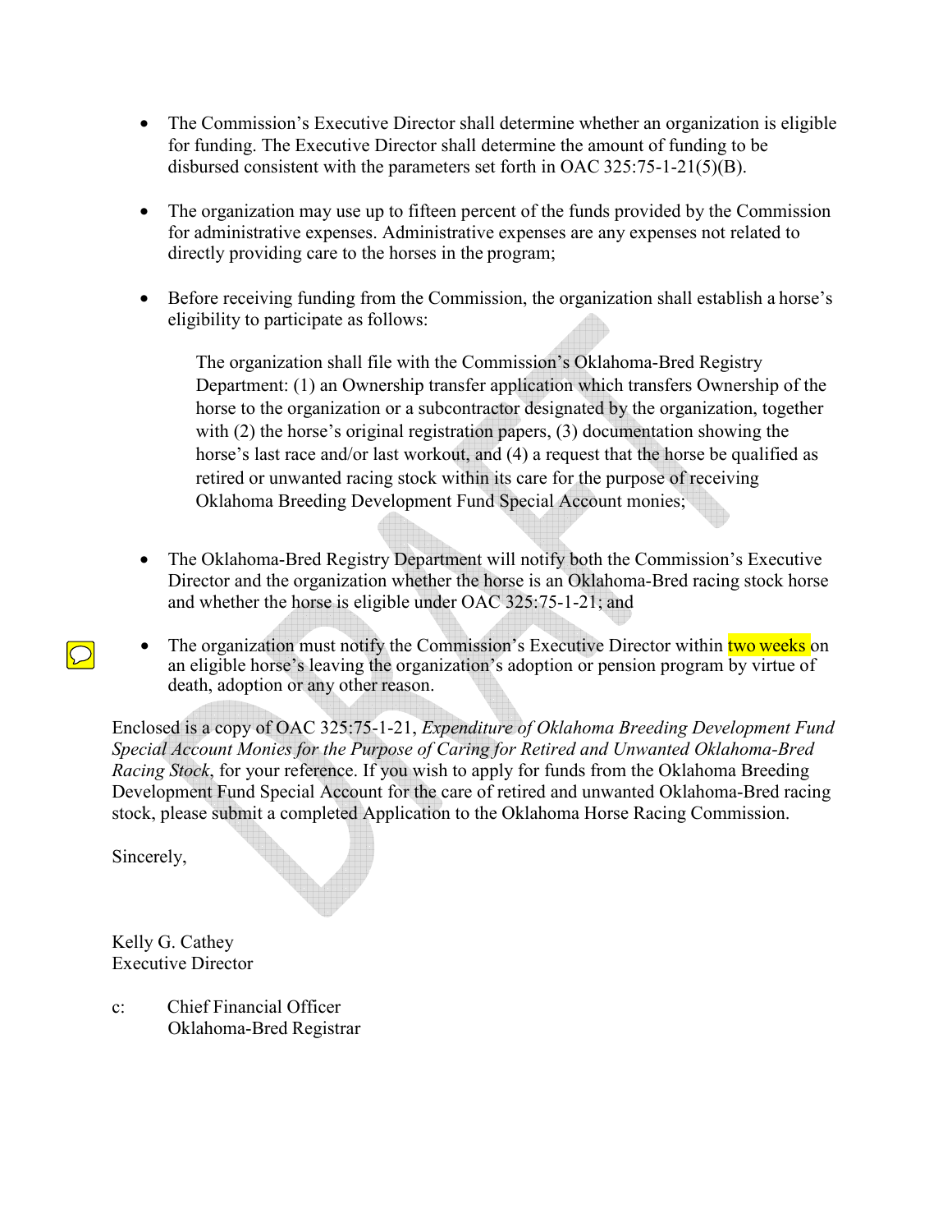- The Commission's Executive Director shall determine whether an organization is eligible for funding. The Executive Director shall determine the amount of funding to be disbursed consistent with the parameters set forth in OAC 325:75-1-21(5)(B).

- The organization may use up to fifteen percent of the funds provided by the Commission for administrative expenses. Administrative expenses are any expenses not related to directly providing care to the horses in the program;

- Before receiving funding from the Commission, the organization shall establish a horse's eligibility to participate as follows:

  The organization shall file with the Commission's Oklahoma-Bred Registry Department: (1) an Ownership transfer application which transfers Ownership of the horse to the organization or a subcontractor designated by the organization, together with (2) the horse's original registration papers, (3) documentation showing the horse's last race and/or last workout, and (4) a request that the horse be qualified as retired or unwanted racing stock within its care for the purpose of receiving Oklahoma Breeding Development Fund Special Account monies;

- The Oklahoma-Bred Registry Department will notify both the Commission's Executive Director and the organization whether the horse is an Oklahoma-Bred racing stock horse and whether the horse is eligible under OAC 325:75-1-21; and

- The organization must notify the Commission's Executive Director within two weeks on an eligible horse's leaving the organization's adoption or pension program by virtue of death, adoption or any other reason.

Enclosed is a copy of OAC 325:75-1-21, *Expenditure of Oklahoma Breeding Development Fund Special Account Monies for the Purpose of Caring for Retired and Unwanted Oklahoma-Bred Racing Stock*, for your reference. If you wish to apply for funds from the Oklahoma Breeding Development Fund Special Account for the care of retired and unwanted Oklahoma-Bred racing stock, please submit a completed Application to the Oklahoma Horse Racing Commission.

Sincerely,

Kelly G. Cathey
Executive Director

c: Chief Financial Officer
Oklahoma-Bred Registrar